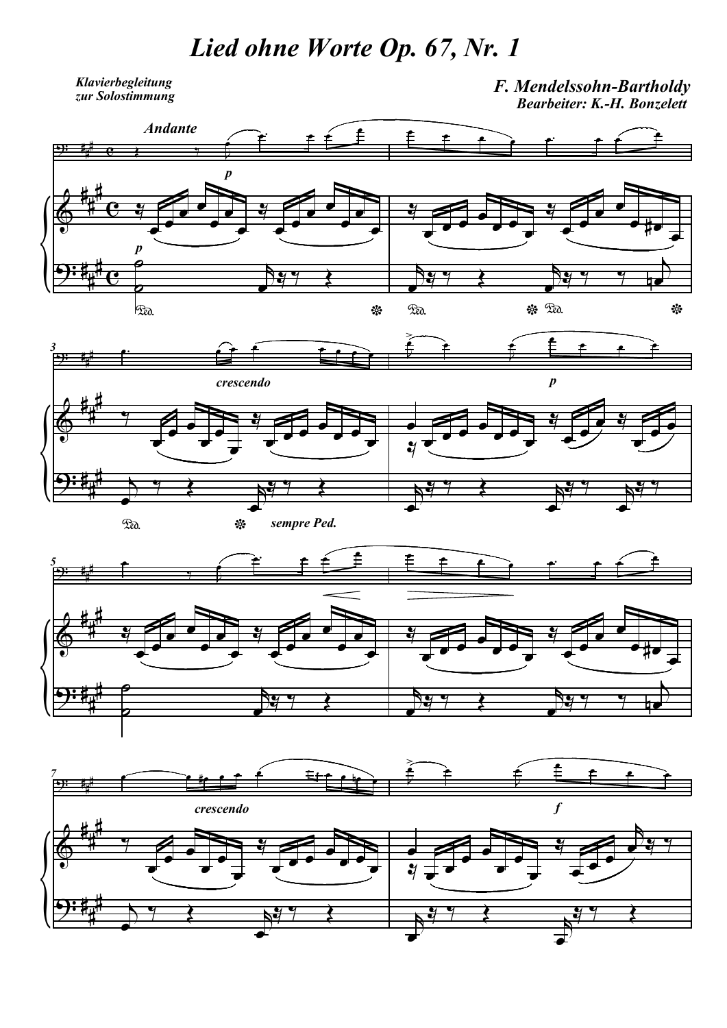# *Lied ohne Worte Op. 67, Nr. 1*

***Klavierbegleitung zur Solostimmung***

***F. Mendelssohn-Bartholdy***
***Bearbeiter: K.-H. Bonzelett***

***Andante***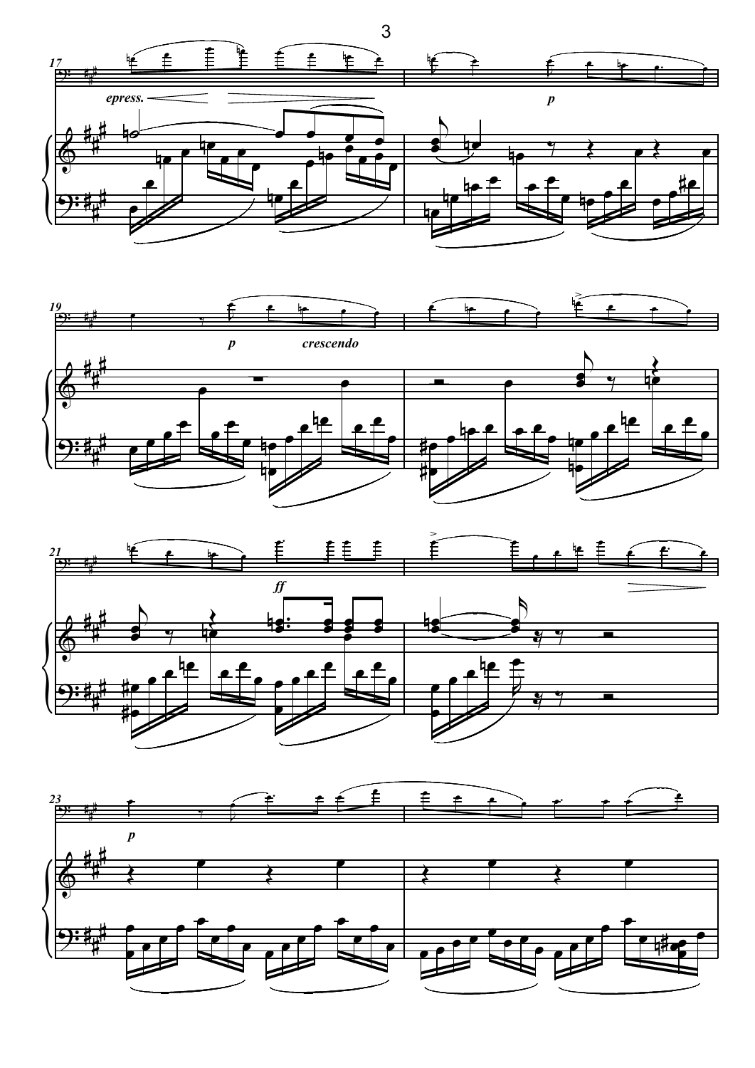17

*epress.*

*p*

19

*p* *crescendo*

21

*ff*

23

*p*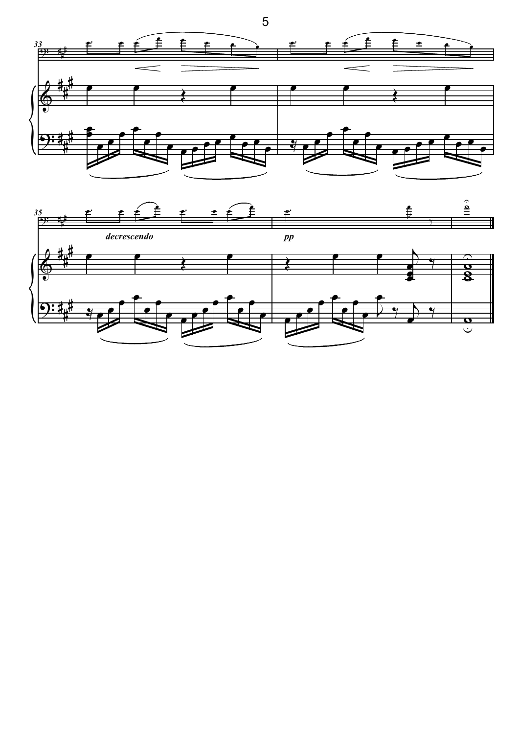*decrescendo*

*pp*